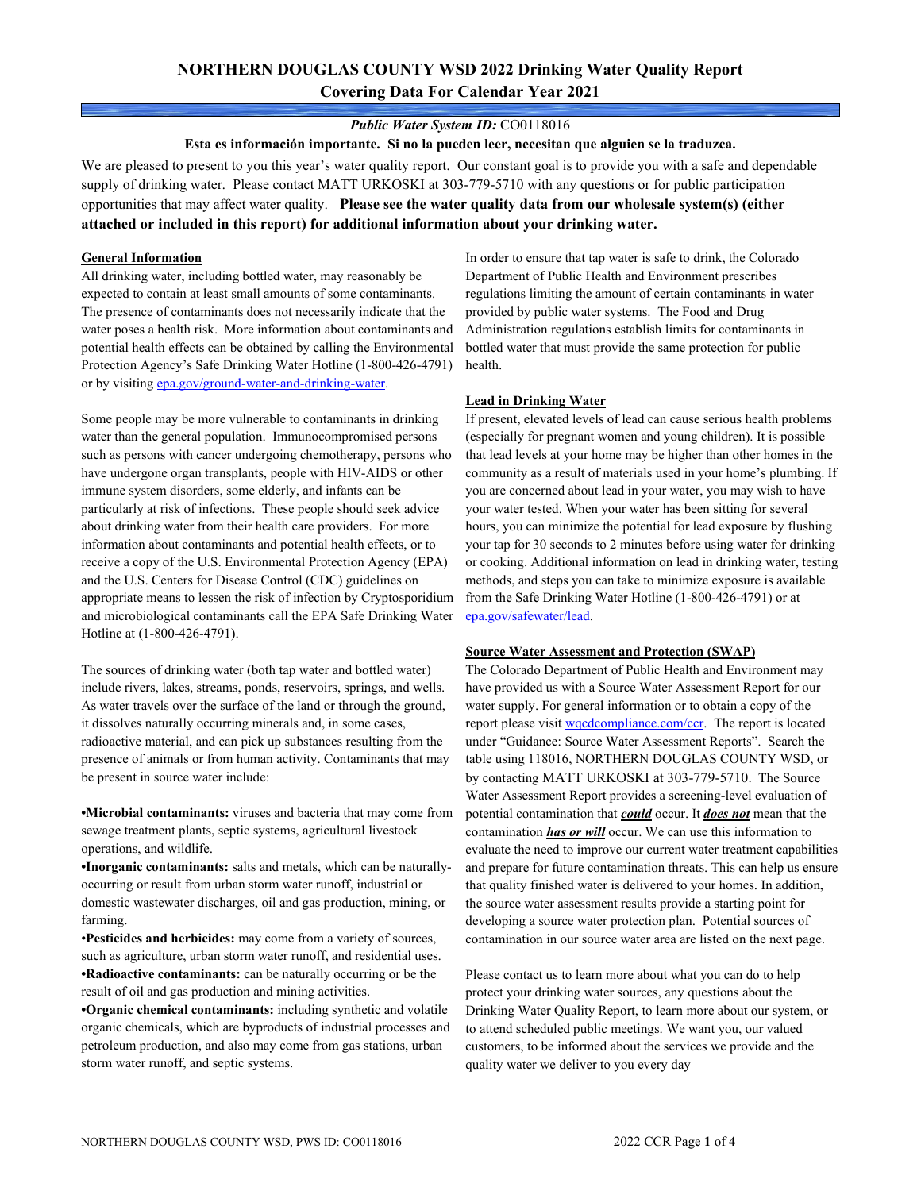# NORTHERN DOUGLAS COUNTY WSD 2022 Drinking Water Quality Report
## Covering Data For Calendar Year 2021

***Public Water System ID:*** CO0118016

**Esta es información importante. Si no la pueden leer, necesitan que alguien se la traduzca.**

We are pleased to present to you this year's water quality report. Our constant goal is to provide you with a safe and dependable supply of drinking water. Please contact MATT URKOSKI at 303-779-5710 with any questions or for public participation opportunities that may affect water quality. **Please see the water quality data from our wholesale system(s) (either attached or included in this report) for additional information about your drinking water.**

### General Information

All drinking water, including bottled water, may reasonably be expected to contain at least small amounts of some contaminants. The presence of contaminants does not necessarily indicate that the water poses a health risk. More information about contaminants and potential health effects can be obtained by calling the Environmental Protection Agency's Safe Drinking Water Hotline (1-800-426-4791) or by visiting epa.gov/ground-water-and-drinking-water.

Some people may be more vulnerable to contaminants in drinking water than the general population. Immunocompromised persons such as persons with cancer undergoing chemotherapy, persons who have undergone organ transplants, people with HIV-AIDS or other immune system disorders, some elderly, and infants can be particularly at risk of infections. These people should seek advice about drinking water from their health care providers. For more information about contaminants and potential health effects, or to receive a copy of the U.S. Environmental Protection Agency (EPA) and the U.S. Centers for Disease Control (CDC) guidelines on appropriate means to lessen the risk of infection by Cryptosporidium and microbiological contaminants call the EPA Safe Drinking Water Hotline at (1-800-426-4791).

The sources of drinking water (both tap water and bottled water) include rivers, lakes, streams, ponds, reservoirs, springs, and wells. As water travels over the surface of the land or through the ground, it dissolves naturally occurring minerals and, in some cases, radioactive material, and can pick up substances resulting from the presence of animals or from human activity. Contaminants that may be present in source water include:

- **Microbial contaminants:** viruses and bacteria that may come from sewage treatment plants, septic systems, agricultural livestock operations, and wildlife.
- **Inorganic contaminants:** salts and metals, which can be naturally-occurring or result from urban storm water runoff, industrial or domestic wastewater discharges, oil and gas production, mining, or farming.
- **Pesticides and herbicides:** may come from a variety of sources, such as agriculture, urban storm water runoff, and residential uses.
- **Radioactive contaminants:** can be naturally occurring or be the result of oil and gas production and mining activities.
- **Organic chemical contaminants:** including synthetic and volatile organic chemicals, which are byproducts of industrial processes and petroleum production, and also may come from gas stations, urban storm water runoff, and septic systems.

In order to ensure that tap water is safe to drink, the Colorado Department of Public Health and Environment prescribes regulations limiting the amount of certain contaminants in water provided by public water systems. The Food and Drug Administration regulations establish limits for contaminants in bottled water that must provide the same protection for public health.

### Lead in Drinking Water

If present, elevated levels of lead can cause serious health problems (especially for pregnant women and young children). It is possible that lead levels at your home may be higher than other homes in the community as a result of materials used in your home's plumbing. If you are concerned about lead in your water, you may wish to have your water tested. When your water has been sitting for several hours, you can minimize the potential for lead exposure by flushing your tap for 30 seconds to 2 minutes before using water for drinking or cooking. Additional information on lead in drinking water, testing methods, and steps you can take to minimize exposure is available from the Safe Drinking Water Hotline (1-800-426-4791) or at epa.gov/safewater/lead.

### Source Water Assessment and Protection (SWAP)

The Colorado Department of Public Health and Environment may have provided us with a Source Water Assessment Report for our water supply. For general information or to obtain a copy of the report please visit wqcdcompliance.com/ccr. The report is located under "Guidance: Source Water Assessment Reports". Search the table using 118016, NORTHERN DOUGLAS COUNTY WSD, or by contacting MATT URKOSKI at 303-779-5710. The Source Water Assessment Report provides a screening-level evaluation of potential contamination that ***could*** occur. It ***does not*** mean that the contamination ***has or will*** occur. We can use this information to evaluate the need to improve our current water treatment capabilities and prepare for future contamination threats. This can help us ensure that quality finished water is delivered to your homes. In addition, the source water assessment results provide a starting point for developing a source water protection plan. Potential sources of contamination in our source water area are listed on the next page.

Please contact us to learn more about what you can do to help protect your drinking water sources, any questions about the Drinking Water Quality Report, to learn more about our system, or to attend scheduled public meetings. We want you, our valued customers, to be informed about the services we provide and the quality water we deliver to you every day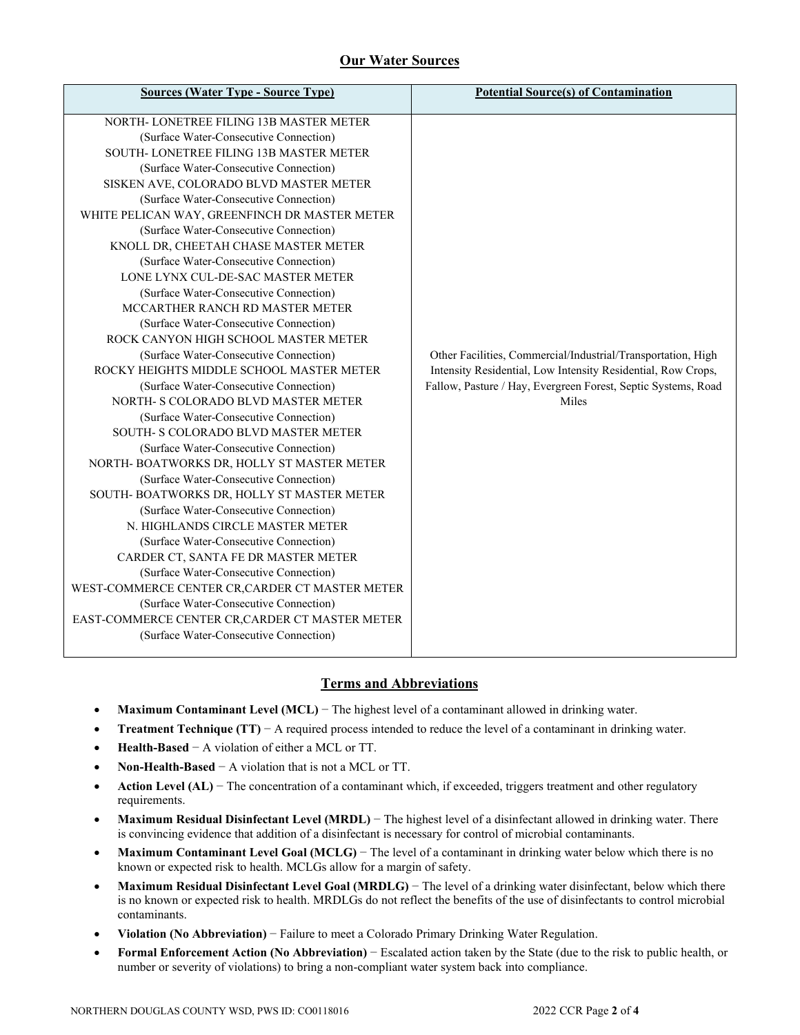## Our Water Sources

| Sources (Water Type - Source Type) | Potential Source(s) of Contamination |
|---|---|
| NORTH- LONETREE FILING 13B MASTER METER (Surface Water-Consecutive Connection)<br>SOUTH- LONETREE FILING 13B MASTER METER (Surface Water-Consecutive Connection)<br>SISKEN AVE, COLORADO BLVD MASTER METER (Surface Water-Consecutive Connection)<br>WHITE PELICAN WAY, GREENFINCH DR MASTER METER (Surface Water-Consecutive Connection)<br>KNOLL DR, CHEETAH CHASE MASTER METER (Surface Water-Consecutive Connection)<br>LONE LYNX CUL-DE-SAC MASTER METER (Surface Water-Consecutive Connection)<br>MCCARTHER RANCH RD MASTER METER (Surface Water-Consecutive Connection)<br>ROCK CANYON HIGH SCHOOL MASTER METER (Surface Water-Consecutive Connection)<br>ROCKY HEIGHTS MIDDLE SCHOOL MASTER METER (Surface Water-Consecutive Connection)<br>NORTH- S COLORADO BLVD MASTER METER (Surface Water-Consecutive Connection)<br>SOUTH- S COLORADO BLVD MASTER METER (Surface Water-Consecutive Connection)<br>NORTH- BOATWORKS DR, HOLLY ST MASTER METER (Surface Water-Consecutive Connection)<br>SOUTH- BOATWORKS DR, HOLLY ST MASTER METER (Surface Water-Consecutive Connection)<br>N. HIGHLANDS CIRCLE MASTER METER (Surface Water-Consecutive Connection)<br>CARDER CT, SANTA FE DR MASTER METER (Surface Water-Consecutive Connection)<br>WEST-COMMERCE CENTER CR,CARDER CT MASTER METER (Surface Water-Consecutive Connection)<br>EAST-COMMERCE CENTER CR,CARDER CT MASTER METER (Surface Water-Consecutive Connection) | Other Facilities, Commercial/Industrial/Transportation, High Intensity Residential, Low Intensity Residential, Row Crops, Fallow, Pasture / Hay, Evergreen Forest, Septic Systems, Road Miles |

## Terms and Abbreviations

- **Maximum Contaminant Level (MCL)** − The highest level of a contaminant allowed in drinking water.
- **Treatment Technique (TT)** − A required process intended to reduce the level of a contaminant in drinking water.
- **Health-Based** − A violation of either a MCL or TT.
- **Non-Health-Based** − A violation that is not a MCL or TT.
- **Action Level (AL)** − The concentration of a contaminant which, if exceeded, triggers treatment and other regulatory requirements.
- **Maximum Residual Disinfectant Level (MRDL)** − The highest level of a disinfectant allowed in drinking water. There is convincing evidence that addition of a disinfectant is necessary for control of microbial contaminants.
- **Maximum Contaminant Level Goal (MCLG)** − The level of a contaminant in drinking water below which there is no known or expected risk to health. MCLGs allow for a margin of safety.
- **Maximum Residual Disinfectant Level Goal (MRDLG)** − The level of a drinking water disinfectant, below which there is no known or expected risk to health. MRDLGs do not reflect the benefits of the use of disinfectants to control microbial contaminants.
- **Violation (No Abbreviation)** − Failure to meet a Colorado Primary Drinking Water Regulation.
- **Formal Enforcement Action (No Abbreviation)** − Escalated action taken by the State (due to the risk to public health, or number or severity of violations) to bring a non-compliant water system back into compliance.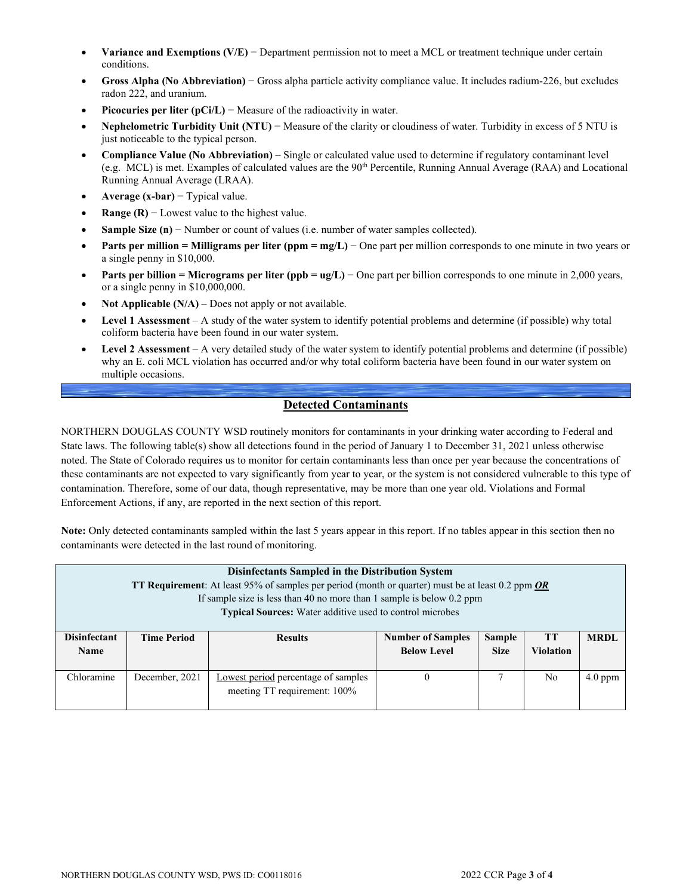- **Variance and Exemptions (V/E)** − Department permission not to meet a MCL or treatment technique under certain conditions.
- **Gross Alpha (No Abbreviation)** − Gross alpha particle activity compliance value. It includes radium-226, but excludes radon 222, and uranium.
- **Picocuries per liter (pCi/L)** − Measure of the radioactivity in water.
- **Nephelometric Turbidity Unit (NTU)** − Measure of the clarity or cloudiness of water. Turbidity in excess of 5 NTU is just noticeable to the typical person.
- **Compliance Value (No Abbreviation)** – Single or calculated value used to determine if regulatory contaminant level (e.g. MCL) is met. Examples of calculated values are the 90th Percentile, Running Annual Average (RAA) and Locational Running Annual Average (LRAA).
- **Average (x-bar)** − Typical value.
- **Range (R)** − Lowest value to the highest value.
- **Sample Size (n)** − Number or count of values (i.e. number of water samples collected).
- **Parts per million = Milligrams per liter (ppm = mg/L)** − One part per million corresponds to one minute in two years or a single penny in $10,000.
- **Parts per billion = Micrograms per liter (ppb = ug/L)** − One part per billion corresponds to one minute in 2,000 years, or a single penny in $10,000,000.
- **Not Applicable (N/A)** – Does not apply or not available.
- **Level 1 Assessment** – A study of the water system to identify potential problems and determine (if possible) why total coliform bacteria have been found in our water system.
- **Level 2 Assessment** – A very detailed study of the water system to identify potential problems and determine (if possible) why an E. coli MCL violation has occurred and/or why total coliform bacteria have been found in our water system on multiple occasions.

## Detected Contaminants

NORTHERN DOUGLAS COUNTY WSD routinely monitors for contaminants in your drinking water according to Federal and State laws. The following table(s) show all detections found in the period of January 1 to December 31, 2021 unless otherwise noted. The State of Colorado requires us to monitor for certain contaminants less than once per year because the concentrations of these contaminants are not expected to vary significantly from year to year, or the system is not considered vulnerable to this type of contamination. Therefore, some of our data, though representative, may be more than one year old. Violations and Formal Enforcement Actions, if any, are reported in the next section of this report.

**Note:** Only detected contaminants sampled within the last 5 years appear in this report. If no tables appear in this section then no contaminants were detected in the last round of monitoring.

**Disinfectants Sampled in the Distribution System**
**TT Requirement**: At least 95% of samples per period (month or quarter) must be at least 0.2 ppm ***OR***
If sample size is less than 40 no more than 1 sample is below 0.2 ppm
**Typical Sources:** Water additive used to control microbes

| Disinfectant Name | Time Period | Results | Number of Samples Below Level | Sample Size | TT Violation | MRDL |
|---|---|---|---|---|---|---|
| Chloramine | December, 2021 | Lowest period percentage of samples meeting TT requirement: 100% | 0 | 7 | No | 4.0 ppm |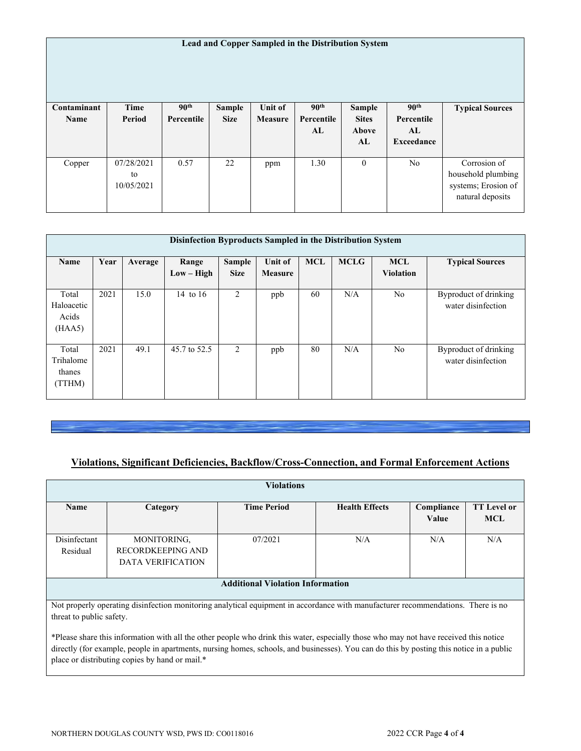| Lead and Copper Sampled in the Distribution System | | | | | | | | |
|---|---|---|---|---|---|---|---|---|
| **Contaminant Name** | **Time Period** | **90th Percentile** | **Sample Size** | **Unit of Measure** | **90th Percentile AL** | **Sample Sites Above AL** | **90th Percentile AL Exceedance** | **Typical Sources** |
| Copper | 07/28/2021 to 10/05/2021 | 0.57 | 22 | ppm | 1.30 | 0 | No | Corrosion of household plumbing systems; Erosion of natural deposits |

| Disinfection Byproducts Sampled in the Distribution System | | | | | | | | | |
|---|---|---|---|---|---|---|---|---|---|
| **Name** | **Year** | **Average** | **Range Low – High** | **Sample Size** | **Unit of Measure** | **MCL** | **MCLG** | **MCL Violation** | **Typical Sources** |
| Total Haloacetic Acids (HAA5) | 2021 | 15.0 | 14 to 16 | 2 | ppb | 60 | N/A | No | Byproduct of drinking water disinfection |
| Total Trihalomethanes (TTHM) | 2021 | 49.1 | 45.7 to 52.5 | 2 | ppb | 80 | N/A | No | Byproduct of drinking water disinfection |

## Violations, Significant Deficiencies, Backflow/Cross-Connection, and Formal Enforcement Actions

| Violations | | | | | |
|---|---|---|---|---|---|
| **Name** | **Category** | **Time Period** | **Health Effects** | **Compliance Value** | **TT Level or MCL** |
| Disinfectant Residual | MONITORING, RECORDKEEPING AND DATA VERIFICATION | 07/2021 | N/A | N/A | N/A |

**Additional Violation Information**

Not properly operating disinfection monitoring analytical equipment in accordance with manufacturer recommendations. There is no threat to public safety.

*Please share this information with all the other people who drink this water, especially those who may not have received this notice directly (for example, people in apartments, nursing homes, schools, and businesses). You can do this by posting this notice in a public place or distributing copies by hand or mail.*